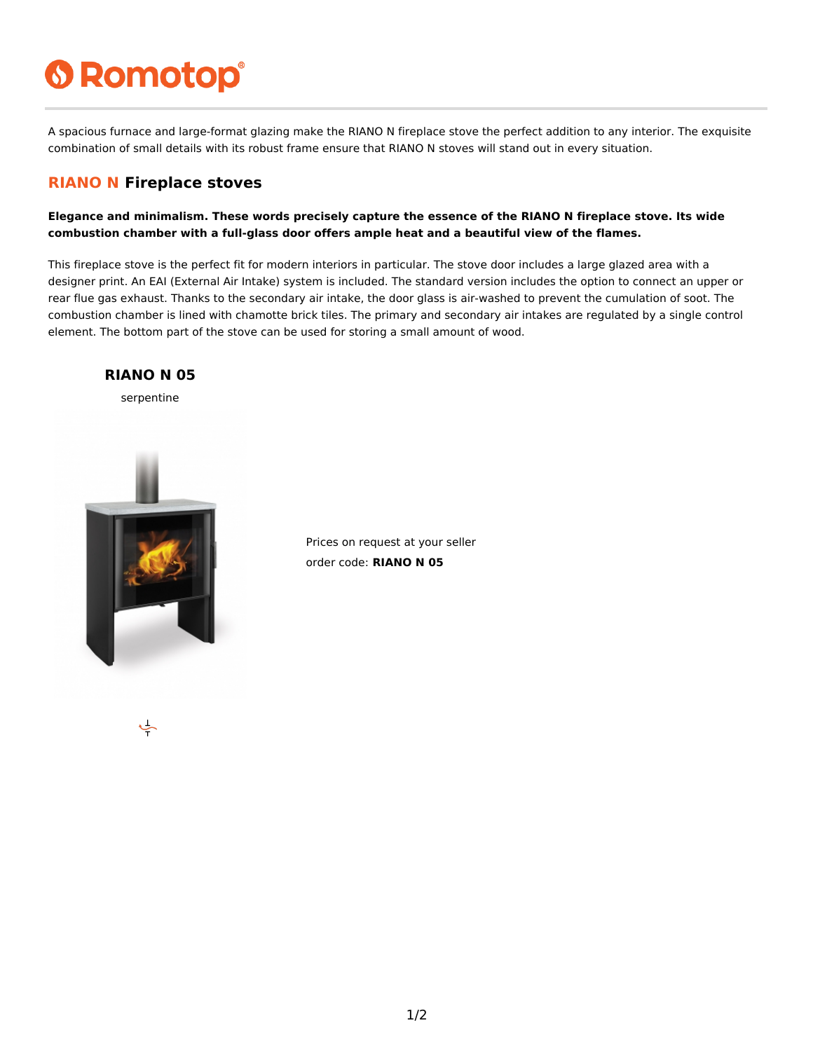# Romotop

A spacious furnace and large-format glazing make the RIANO N fireplace stove the perfect addition to any interior. The exquisite combination of small details with its robust frame ensure that RIANO N stoves will stand out in every situation.

## RIANO N Fireplace stoves

**Elegance and minimalism. These words precisely capture the essence of the RIANO N fireplace stove. Its wide combustion chamber with a full-glass door offers ample heat and a beautiful view of the flames.**

This fireplace stove is the perfect fit for modern interiors in particular. The stove door includes a large glazed area with a designer print. An EAI (External Air Intake) system is included. The standard version includes the option to connect an upper or rear flue gas exhaust. Thanks to the secondary air intake, the door glass is air-washed to prevent the cumulation of soot. The combustion chamber is lined with chamotte brick tiles. The primary and secondary air intakes are regulated by a single control element. The bottom part of the stove can be used for storing a small amount of wood.

### RIANO N 05

serpentine

Prices on request at your seller

order code: **RIANO N 05**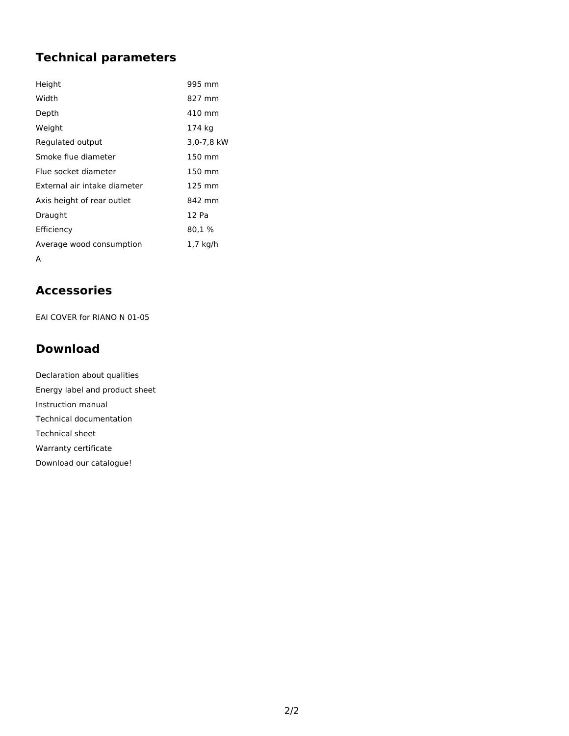## Technical parameters

| | |
|---|---|
| Height | 995 mm |
| Width | 827 mm |
| Depth | 410 mm |
| Weight | 174 kg |
| Regulated output | 3,0-7,8 kW |
| Smoke flue diameter | 150 mm |
| Flue socket diameter | 150 mm |
| External air intake diameter | 125 mm |
| Axis height of rear outlet | 842 mm |
| Draught | 12 Pa |
| Efficiency | 80,1 % |
| Average wood consumption | 1,7 kg/h |
| A | |

## Accessories

EAI COVER for RIANO N 01-05

## Download

Declaration about qualities

Energy label and product sheet

Instruction manual

Technical documentation

Technical sheet

Warranty certificate

Download our catalogue!